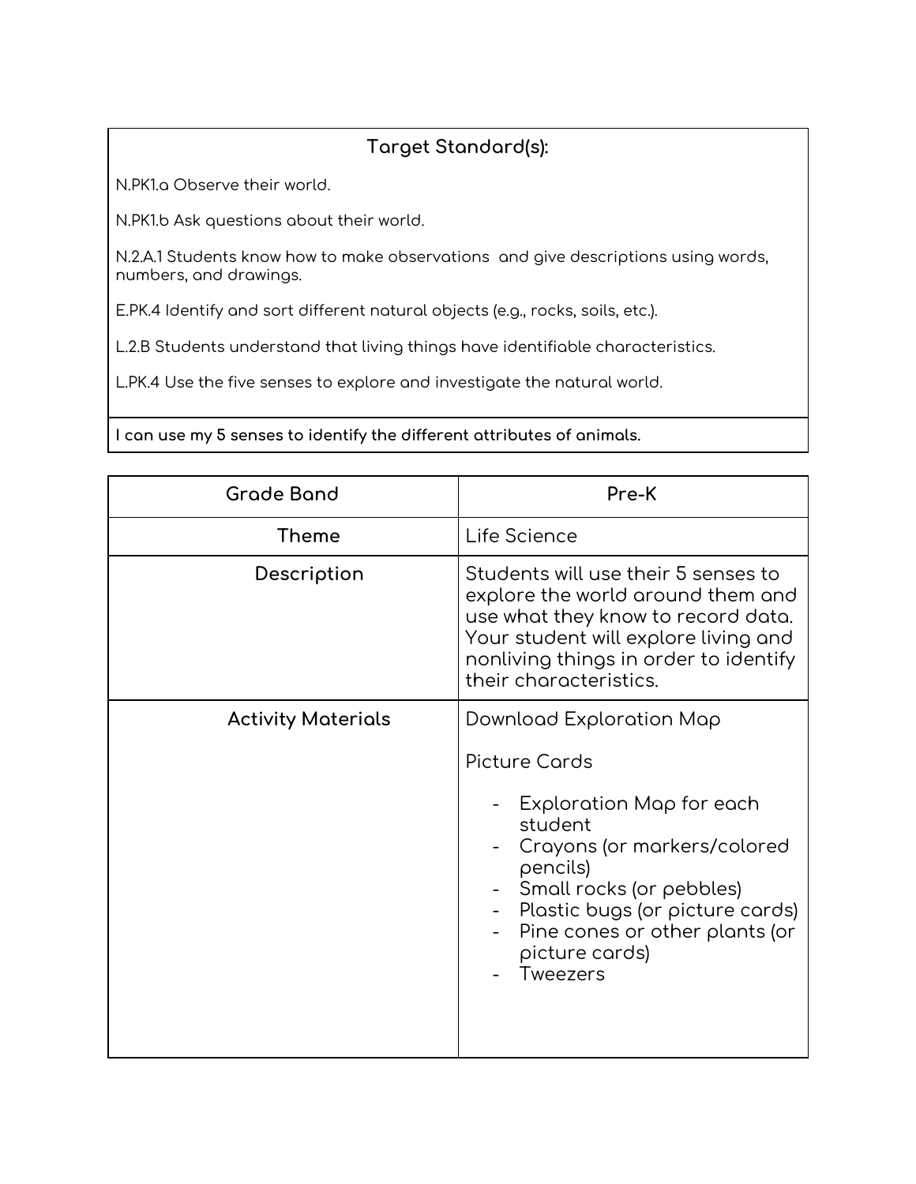| Target Standard(s): |
| --- |
| N.PK1.a Observe their world.<br><br>N.PK1.b Ask questions about their world.<br><br>N.2.A.1 Students know how to make observations and give descriptions using words, numbers, and drawings.<br><br>E.PK.4 Identify and sort different natural objects (e.g., rocks, soils, etc.).<br><br>L.2.B Students understand that living things have identifiable characteristics.<br><br>L.PK.4 Use the five senses to explore and investigate the natural world. |
| **I can use my 5 senses to identify the different attributes of animals.** |

| Grade Band | Pre-K |
| --- | --- |
| Theme | Life Science |
| Description | Students will use their 5 senses to explore the world around them and use what they know to record data. Your student will explore living and nonliving things in order to identify their characteristics. |
| Activity Materials | Download Exploration Map<br><br>Picture Cards<br><br>- Exploration Map for each student<br>- Crayons (or markers/colored pencils)<br>- Small rocks (or pebbles)<br>- Plastic bugs (or picture cards)<br>- Pine cones or other plants (or picture cards)<br>- Tweezers |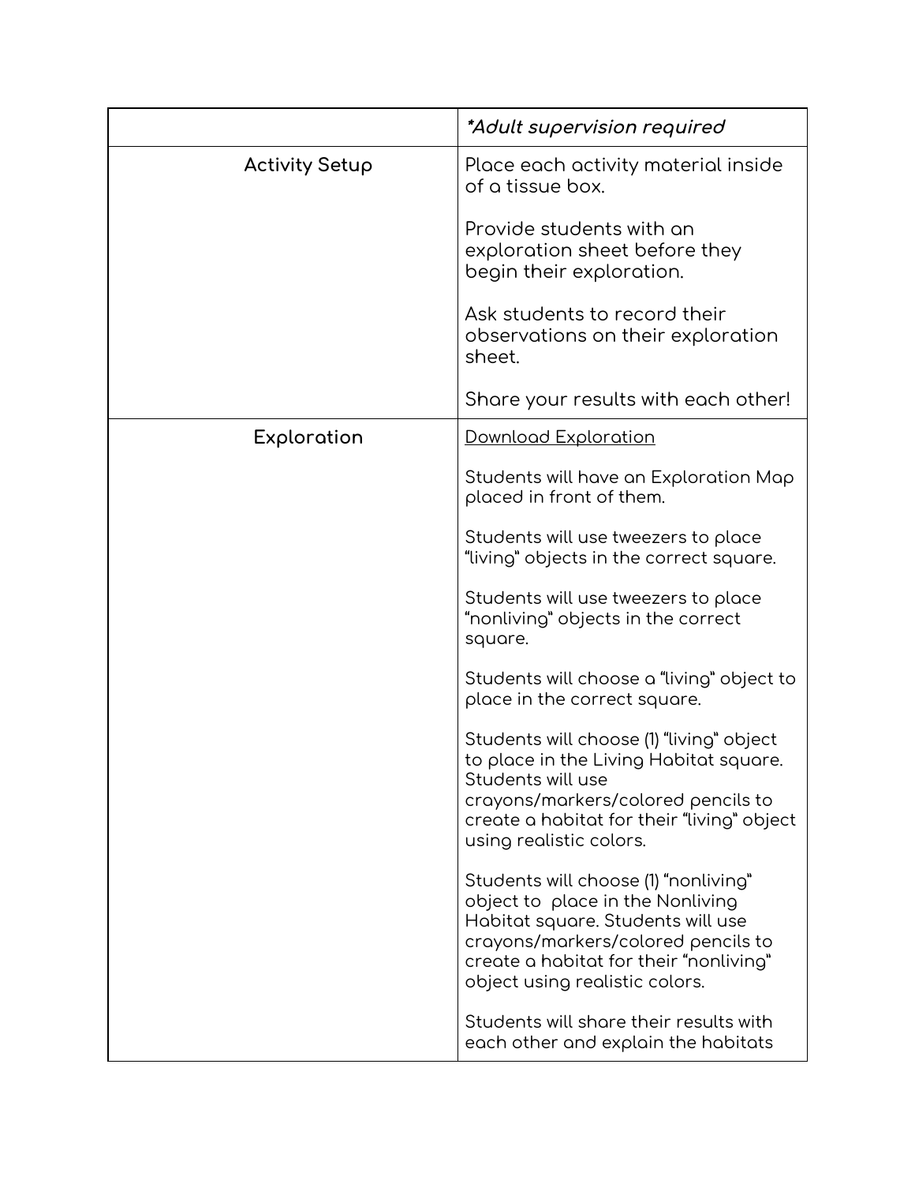| | *\*Adult supervision required* |
|---|---|
| **Activity Setup** | Place each activity material inside of a tissue box.<br><br>Provide students with an exploration sheet before they begin their exploration.<br><br>Ask students to record their observations on their exploration sheet.<br><br>Share your results with each other! |
| **Exploration** | Download Exploration<br><br>Students will have an Exploration Map placed in front of them.<br><br>Students will use tweezers to place "living" objects in the correct square.<br><br>Students will use tweezers to place "nonliving" objects in the correct square.<br><br>Students will choose a "living" object to place in the correct square.<br><br>Students will choose (1) "living" object to place in the Living Habitat square. Students will use crayons/markers/colored pencils to create a habitat for their "living" object using realistic colors.<br><br>Students will choose (1) "nonliving" object to place in the Nonliving Habitat square. Students will use crayons/markers/colored pencils to create a habitat for their "nonliving" object using realistic colors.<br><br>Students will share their results with each other and explain the habitats |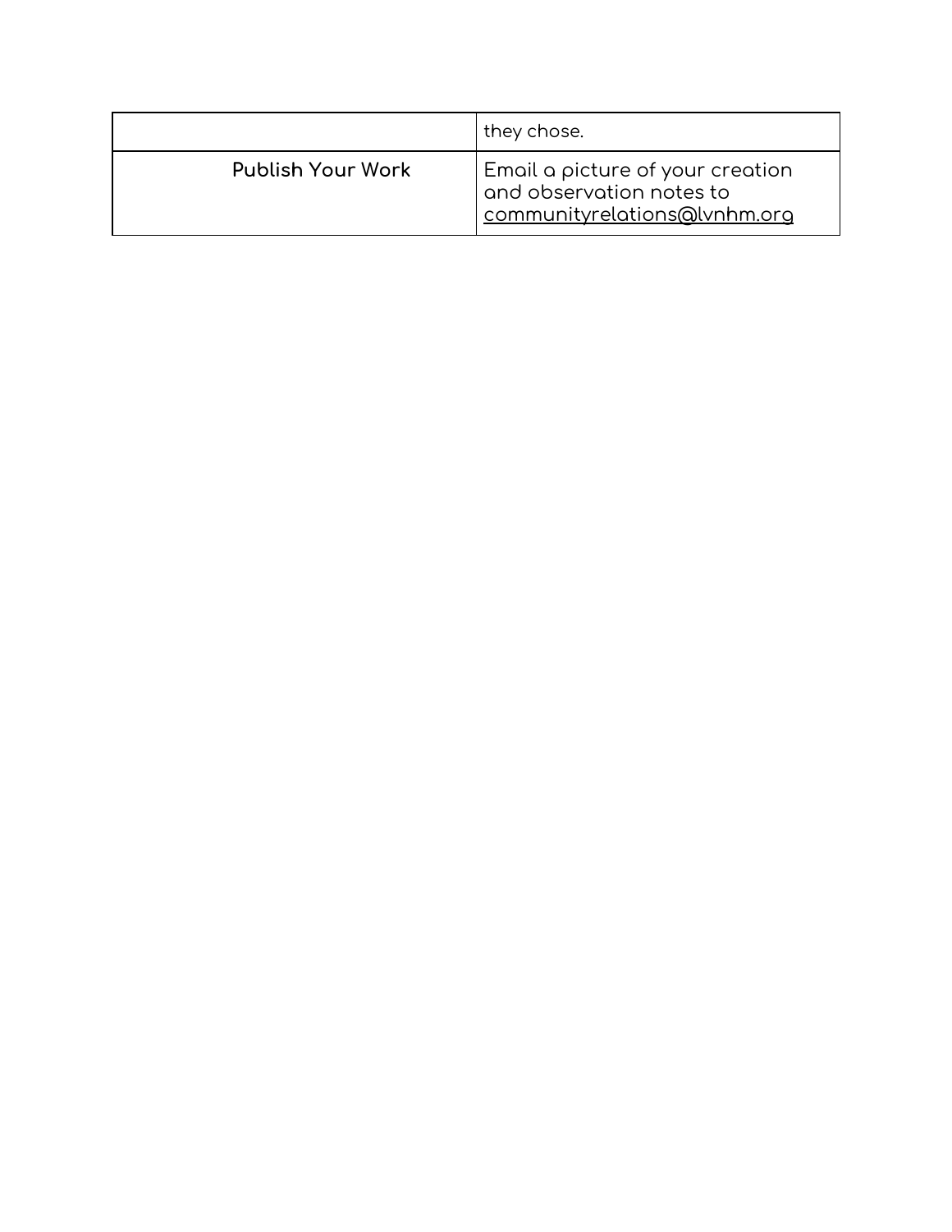| | |
|---|---|
| | they chose. |
| **Publish Your Work** | Email a picture of your creation and observation notes to communityrelations@lvnhm.org |